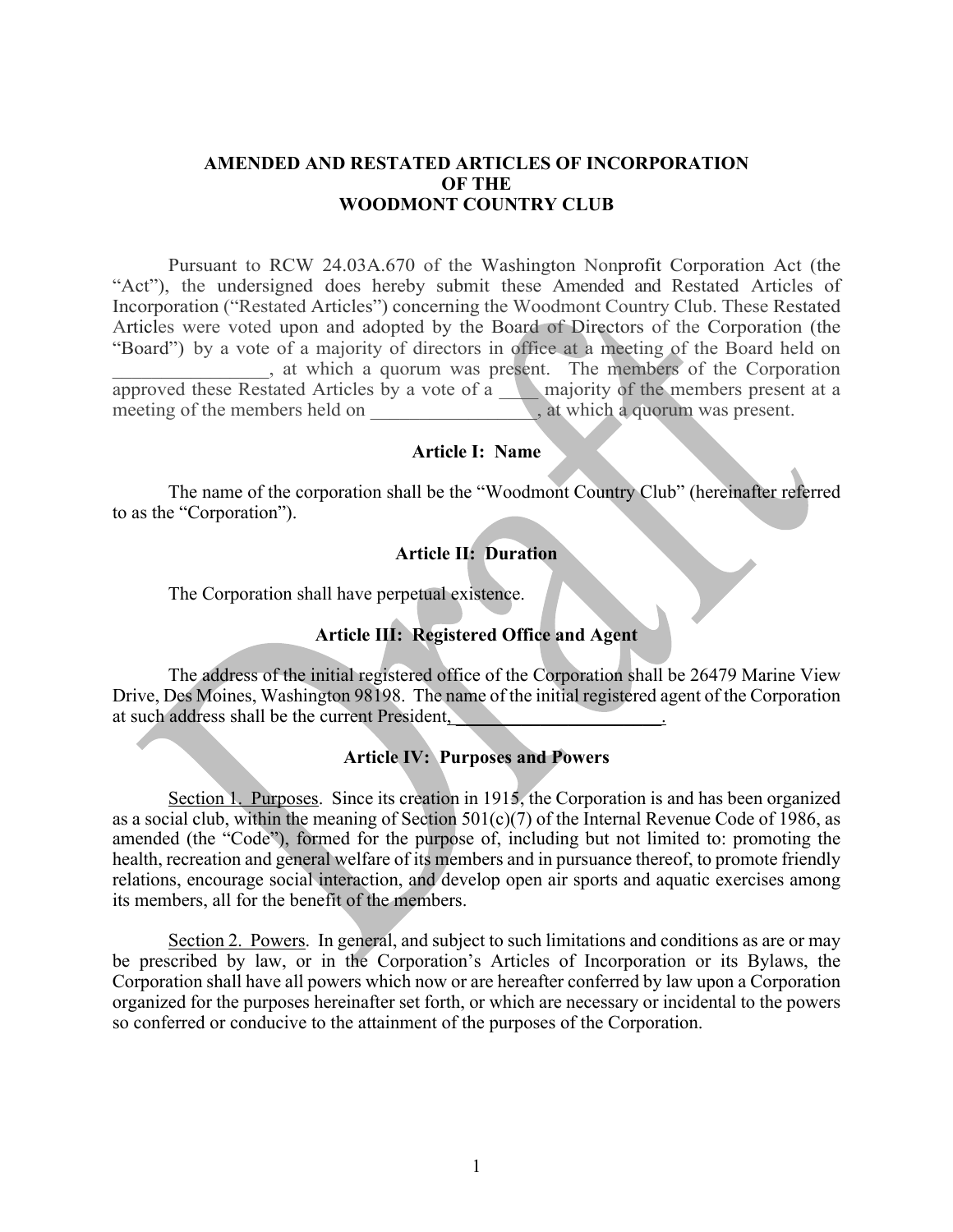# AMENDED AND RESTATED ARTICLES OF INCORPORATION OF THE WOODMONT COUNTRY CLUB

Pursuant to RCW 24.03A.670 of the Washington Nonprofit Corporation Act (the "Act"), the undersigned does hereby submit these Amended and Restated Articles of Incorporation ("Restated Articles") concerning the Woodmont Country Club. These Restated Articles were voted upon and adopted by the Board of Directors of the Corporation (the "Board") by a vote of a majority of directors in office at a meeting of the Board held on ________________, at which a quorum was present. The members of the Corporation approved these Restated Articles by a vote of a ____ majority of the members present at a meeting of the members held on _________________, at which a quorum was present.

## Article I: Name

The name of the corporation shall be the "Woodmont Country Club" (hereinafter referred to as the "Corporation").

## Article II: Duration

The Corporation shall have perpetual existence.

## Article III: Registered Office and Agent

The address of the initial registered office of the Corporation shall be 26479 Marine View Drive, Des Moines, Washington 98198. The name of the initial registered agent of the Corporation at such address shall be the current President, _______________________.

## Article IV: Purposes and Powers

Section 1. Purposes. Since its creation in 1915, the Corporation is and has been organized as a social club, within the meaning of Section 501(c)(7) of the Internal Revenue Code of 1986, as amended (the "Code"), formed for the purpose of, including but not limited to: promoting the health, recreation and general welfare of its members and in pursuance thereof, to promote friendly relations, encourage social interaction, and develop open air sports and aquatic exercises among its members, all for the benefit of the members.

Section 2. Powers. In general, and subject to such limitations and conditions as are or may be prescribed by law, or in the Corporation's Articles of Incorporation or its Bylaws, the Corporation shall have all powers which now or are hereafter conferred by law upon a Corporation organized for the purposes hereinafter set forth, or which are necessary or incidental to the powers so conferred or conducive to the attainment of the purposes of the Corporation.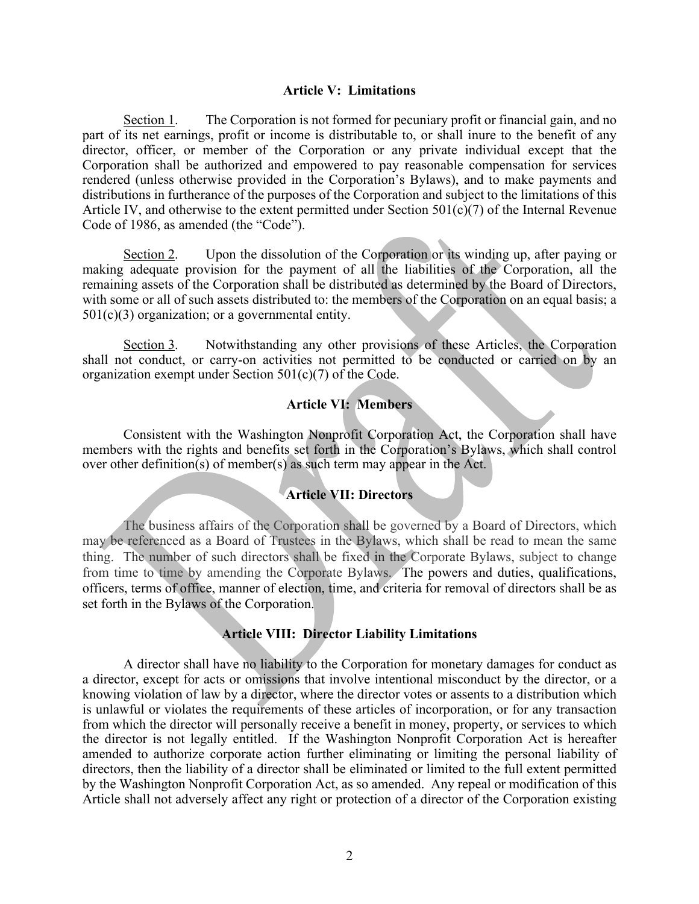## Article V: Limitations

Section 1. The Corporation is not formed for pecuniary profit or financial gain, and no part of its net earnings, profit or income is distributable to, or shall inure to the benefit of any director, officer, or member of the Corporation or any private individual except that the Corporation shall be authorized and empowered to pay reasonable compensation for services rendered (unless otherwise provided in the Corporation's Bylaws), and to make payments and distributions in furtherance of the purposes of the Corporation and subject to the limitations of this Article IV, and otherwise to the extent permitted under Section 501(c)(7) of the Internal Revenue Code of 1986, as amended (the "Code").

Section 2. Upon the dissolution of the Corporation or its winding up, after paying or making adequate provision for the payment of all the liabilities of the Corporation, all the remaining assets of the Corporation shall be distributed as determined by the Board of Directors, with some or all of such assets distributed to: the members of the Corporation on an equal basis; a 501(c)(3) organization; or a governmental entity.

Section 3. Notwithstanding any other provisions of these Articles, the Corporation shall not conduct, or carry-on activities not permitted to be conducted or carried on by an organization exempt under Section 501(c)(7) of the Code.

## Article VI: Members

Consistent with the Washington Nonprofit Corporation Act, the Corporation shall have members with the rights and benefits set forth in the Corporation's Bylaws, which shall control over other definition(s) of member(s) as such term may appear in the Act.

## Article VII: Directors

The business affairs of the Corporation shall be governed by a Board of Directors, which may be referenced as a Board of Trustees in the Bylaws, which shall be read to mean the same thing. The number of such directors shall be fixed in the Corporate Bylaws, subject to change from time to time by amending the Corporate Bylaws. The powers and duties, qualifications, officers, terms of office, manner of election, time, and criteria for removal of directors shall be as set forth in the Bylaws of the Corporation.

## Article VIII: Director Liability Limitations

A director shall have no liability to the Corporation for monetary damages for conduct as a director, except for acts or omissions that involve intentional misconduct by the director, or a knowing violation of law by a director, where the director votes or assents to a distribution which is unlawful or violates the requirements of these articles of incorporation, or for any transaction from which the director will personally receive a benefit in money, property, or services to which the director is not legally entitled. If the Washington Nonprofit Corporation Act is hereafter amended to authorize corporate action further eliminating or limiting the personal liability of directors, then the liability of a director shall be eliminated or limited to the full extent permitted by the Washington Nonprofit Corporation Act, as so amended. Any repeal or modification of this Article shall not adversely affect any right or protection of a director of the Corporation existing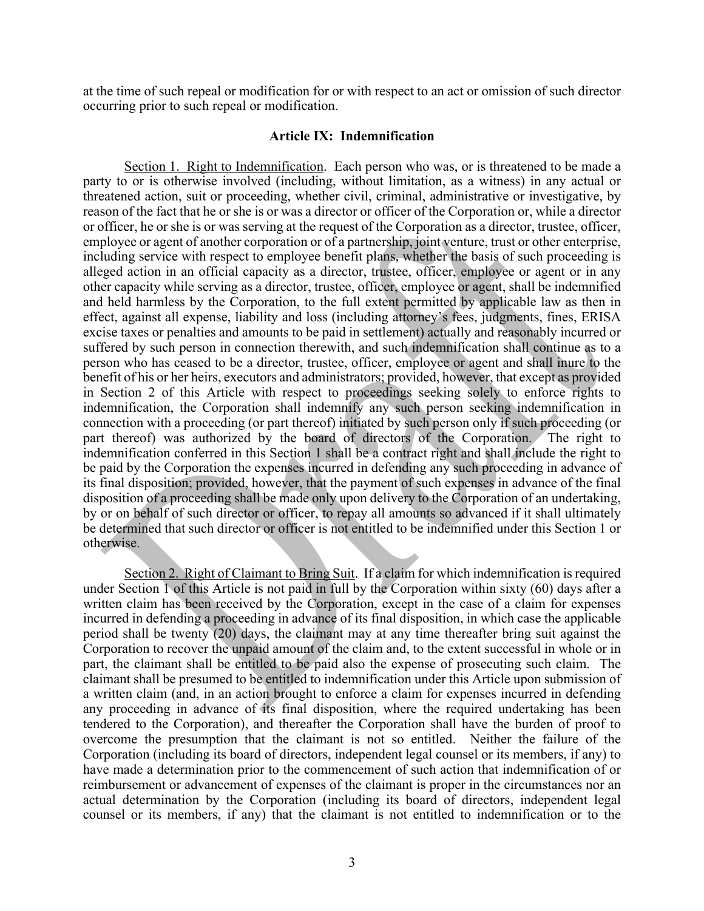at the time of such repeal or modification for or with respect to an act or omission of such director occurring prior to such repeal or modification.

## Article IX: Indemnification

Section 1. Right to Indemnification. Each person who was, or is threatened to be made a party to or is otherwise involved (including, without limitation, as a witness) in any actual or threatened action, suit or proceeding, whether civil, criminal, administrative or investigative, by reason of the fact that he or she is or was a director or officer of the Corporation or, while a director or officer, he or she is or was serving at the request of the Corporation as a director, trustee, officer, employee or agent of another corporation or of a partnership, joint venture, trust or other enterprise, including service with respect to employee benefit plans, whether the basis of such proceeding is alleged action in an official capacity as a director, trustee, officer, employee or agent or in any other capacity while serving as a director, trustee, officer, employee or agent, shall be indemnified and held harmless by the Corporation, to the full extent permitted by applicable law as then in effect, against all expense, liability and loss (including attorney's fees, judgments, fines, ERISA excise taxes or penalties and amounts to be paid in settlement) actually and reasonably incurred or suffered by such person in connection therewith, and such indemnification shall continue as to a person who has ceased to be a director, trustee, officer, employee or agent and shall inure to the benefit of his or her heirs, executors and administrators; provided, however, that except as provided in Section 2 of this Article with respect to proceedings seeking solely to enforce rights to indemnification, the Corporation shall indemnify any such person seeking indemnification in connection with a proceeding (or part thereof) initiated by such person only if such proceeding (or part thereof) was authorized by the board of directors of the Corporation. The right to indemnification conferred in this Section 1 shall be a contract right and shall include the right to be paid by the Corporation the expenses incurred in defending any such proceeding in advance of its final disposition; provided, however, that the payment of such expenses in advance of the final disposition of a proceeding shall be made only upon delivery to the Corporation of an undertaking, by or on behalf of such director or officer, to repay all amounts so advanced if it shall ultimately be determined that such director or officer is not entitled to be indemnified under this Section 1 or otherwise.

Section 2. Right of Claimant to Bring Suit. If a claim for which indemnification is required under Section 1 of this Article is not paid in full by the Corporation within sixty (60) days after a written claim has been received by the Corporation, except in the case of a claim for expenses incurred in defending a proceeding in advance of its final disposition, in which case the applicable period shall be twenty (20) days, the claimant may at any time thereafter bring suit against the Corporation to recover the unpaid amount of the claim and, to the extent successful in whole or in part, the claimant shall be entitled to be paid also the expense of prosecuting such claim. The claimant shall be presumed to be entitled to indemnification under this Article upon submission of a written claim (and, in an action brought to enforce a claim for expenses incurred in defending any proceeding in advance of its final disposition, where the required undertaking has been tendered to the Corporation), and thereafter the Corporation shall have the burden of proof to overcome the presumption that the claimant is not so entitled. Neither the failure of the Corporation (including its board of directors, independent legal counsel or its members, if any) to have made a determination prior to the commencement of such action that indemnification of or reimbursement or advancement of expenses of the claimant is proper in the circumstances nor an actual determination by the Corporation (including its board of directors, independent legal counsel or its members, if any) that the claimant is not entitled to indemnification or to the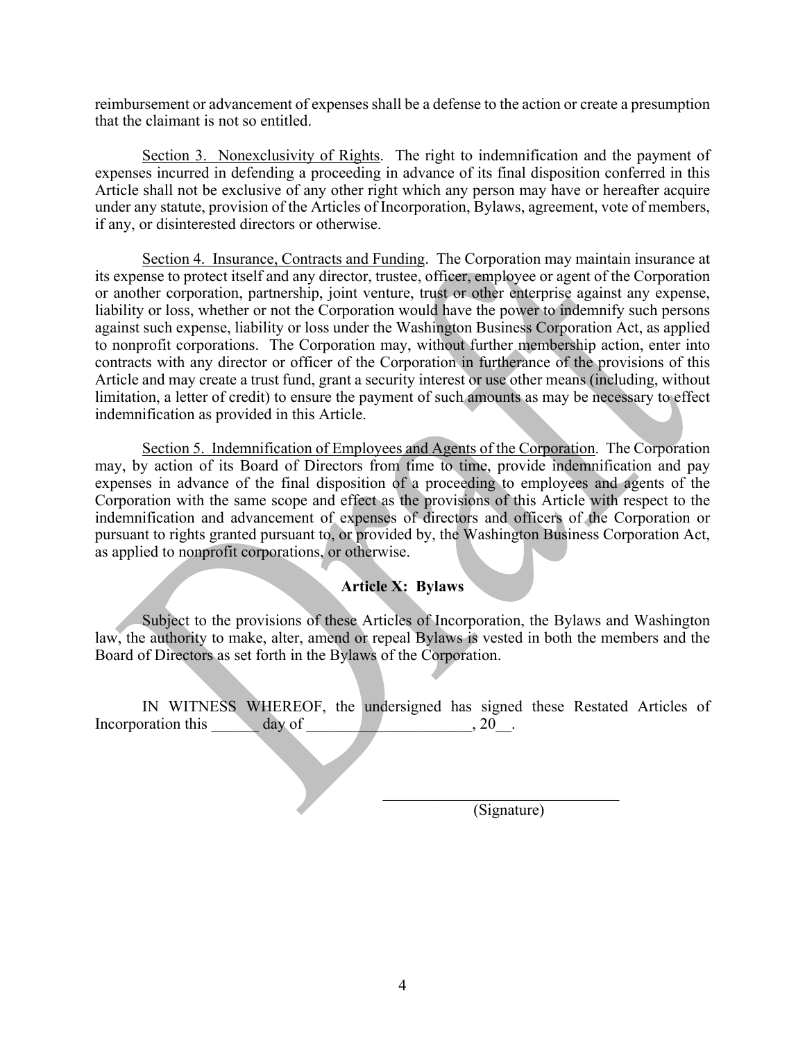reimbursement or advancement of expenses shall be a defense to the action or create a presumption that the claimant is not so entitled.

Section 3. Nonexclusivity of Rights. The right to indemnification and the payment of expenses incurred in defending a proceeding in advance of its final disposition conferred in this Article shall not be exclusive of any other right which any person may have or hereafter acquire under any statute, provision of the Articles of Incorporation, Bylaws, agreement, vote of members, if any, or disinterested directors or otherwise.

Section 4. Insurance, Contracts and Funding. The Corporation may maintain insurance at its expense to protect itself and any director, trustee, officer, employee or agent of the Corporation or another corporation, partnership, joint venture, trust or other enterprise against any expense, liability or loss, whether or not the Corporation would have the power to indemnify such persons against such expense, liability or loss under the Washington Business Corporation Act, as applied to nonprofit corporations. The Corporation may, without further membership action, enter into contracts with any director or officer of the Corporation in furtherance of the provisions of this Article and may create a trust fund, grant a security interest or use other means (including, without limitation, a letter of credit) to ensure the payment of such amounts as may be necessary to effect indemnification as provided in this Article.

Section 5. Indemnification of Employees and Agents of the Corporation. The Corporation may, by action of its Board of Directors from time to time, provide indemnification and pay expenses in advance of the final disposition of a proceeding to employees and agents of the Corporation with the same scope and effect as the provisions of this Article with respect to the indemnification and advancement of expenses of directors and officers of the Corporation or pursuant to rights granted pursuant to, or provided by, the Washington Business Corporation Act, as applied to nonprofit corporations, or otherwise.

## Article X: Bylaws

Subject to the provisions of these Articles of Incorporation, the Bylaws and Washington law, the authority to make, alter, amend or repeal Bylaws is vested in both the members and the Board of Directors as set forth in the Bylaws of the Corporation.

IN WITNESS WHEREOF, the undersigned has signed these Restated Articles of Incorporation this ______ day of _____________________, 20__.

_______________________________
(Signature)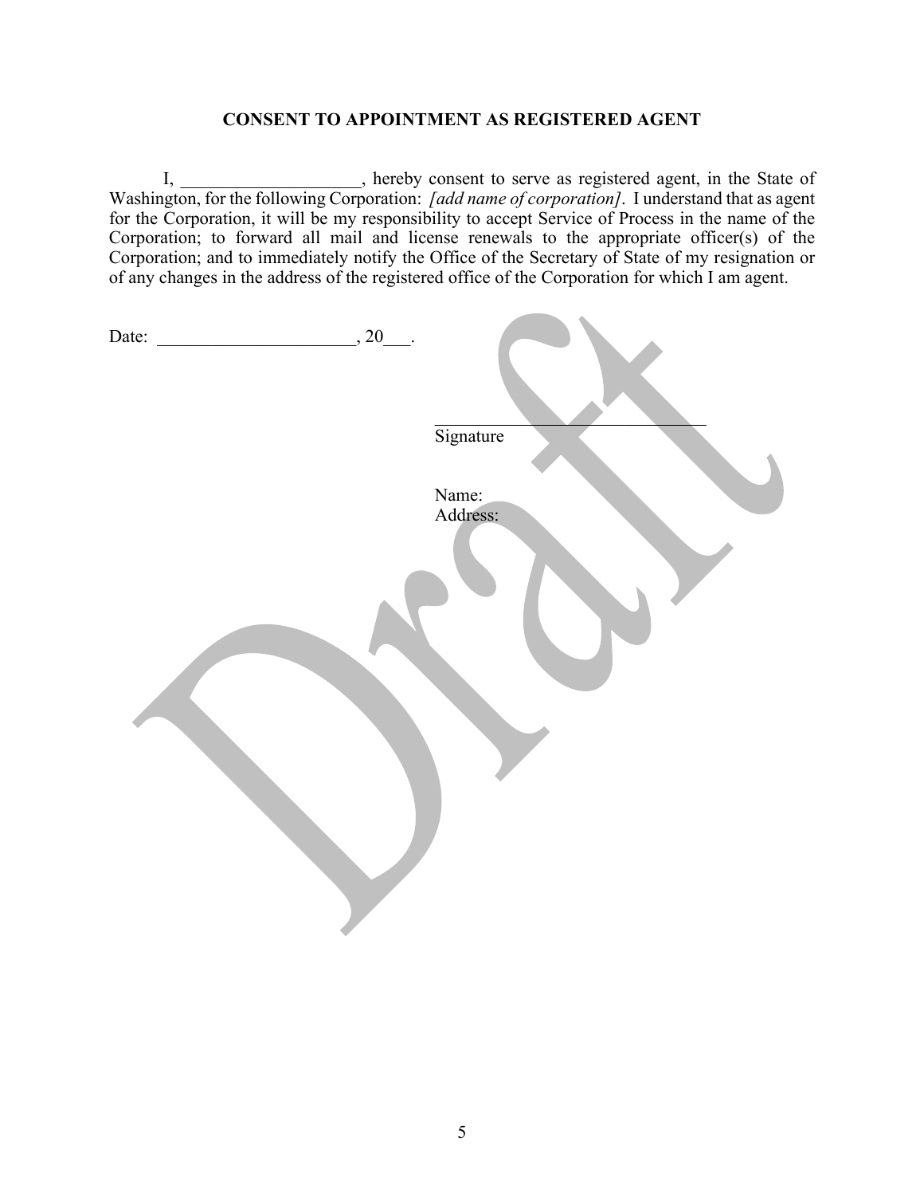**CONSENT TO APPOINTMENT AS REGISTERED AGENT**

I, ____________________, hereby consent to serve as registered agent, in the State of Washington, for the following Corporation: *[add name of corporation]*. I understand that as agent for the Corporation, it will be my responsibility to accept Service of Process in the name of the Corporation; to forward all mail and license renewals to the appropriate officer(s) of the Corporation; and to immediately notify the Office of the Secretary of State of my resignation or of any changes in the address of the registered office of the Corporation for which I am agent.

Date: ______________________, 20___.

________________________________
Signature

Name:
Address:

Draft